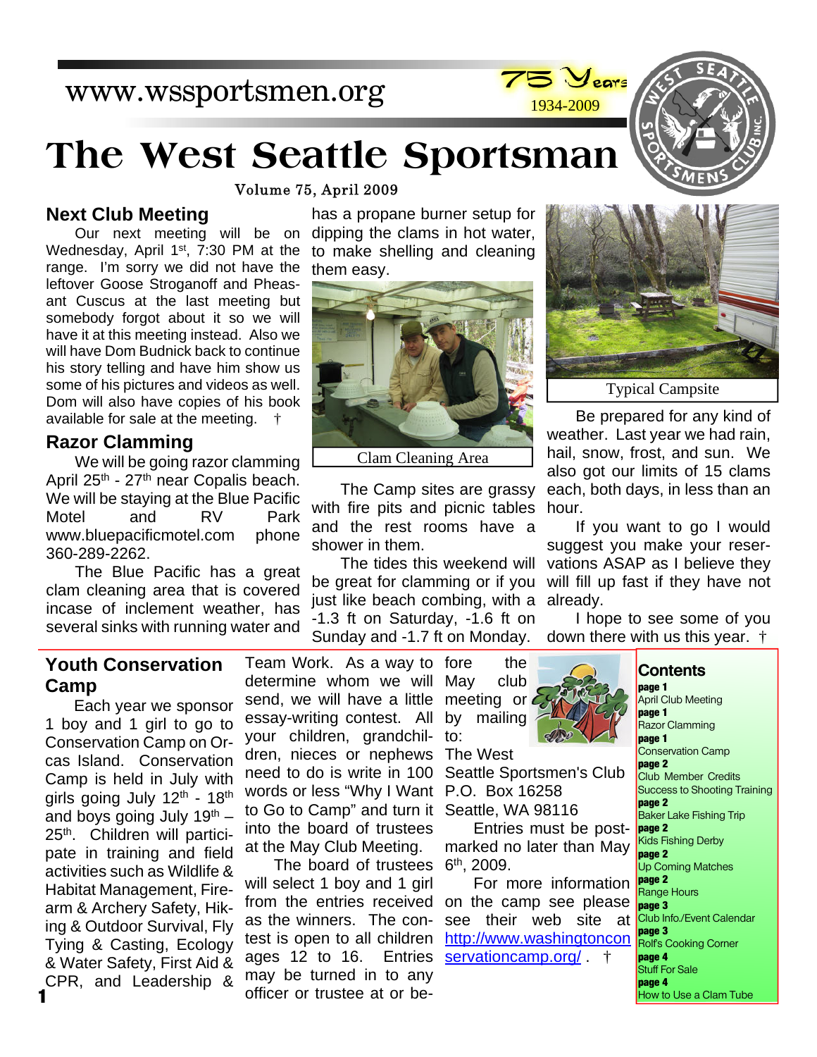www.wssportsmen.org

75 Years
1934-2009

# The West Seattle Sportsman

Volume 75, April 2009

## Next Club Meeting

Our next meeting will be on Wednesday, April 1st, 7:30 PM at the range. I'm sorry we did not have the leftover Goose Stroganoff and Pheasant Cuscus at the last meeting but somebody forgot about it so we will have it at this meeting instead. Also we will have Dom Budnick back to continue his story telling and have him show us some of his pictures and videos as well. Dom will also have copies of his book available for sale at the meeting. †

## Razor Clamming

We will be going razor clamming April 25th - 27th near Copalis beach. We will be staying at the Blue Pacific Motel and RV Park www.bluepacificmotel.com phone 360-289-2262.

The Blue Pacific has a great clam cleaning area that is covered incase of inclement weather, has several sinks with running water and has a propane burner setup for dipping the clams in hot water, to make shelling and cleaning them easy.

Clam Cleaning Area

The Camp sites are grassy with fire pits and picnic tables and the rest rooms have a shower in them.

The tides this weekend will be great for clamming or if you just like beach combing, with a -1.3 ft on Saturday, -1.6 ft on Sunday and -1.7 ft on Monday.

Typical Campsite

Be prepared for any kind of weather. Last year we had rain, hail, snow, frost, and sun. We also got our limits of 15 clams each, both days, in less than an hour.

If you want to go I would suggest you make your reservations ASAP as I believe they will fill up fast if they have not already.

I hope to see some of you down there with us this year. †

## Youth Conservation Camp

Each year we sponsor 1 boy and 1 girl to go to Conservation Camp on Orcas Island. Conservation Camp is held in July with girls going July 12th - 18th and boys going July 19th – 25th. Children will participate in training and field activities such as Wildlife & Habitat Management, Firearm & Archery Safety, Hiking & Outdoor Survival, Fly Tying & Casting, Ecology & Water Safety, First Aid & CPR, and Leadership & Team Work. As a way to determine whom we will send, we will have a little essay-writing contest. All your children, grandchildren, nieces or nephews need to do is write in 100 words or less "Why I Want to Go to Camp" and turn it into the board of trustees at the May Club Meeting.

The board of trustees will select 1 boy and 1 girl from the entries received as the winners. The contest is open to all children ages 12 to 16. Entries may be turned in to any officer or trustee at or before the May club meeting or by mailing to:

The West Seattle Sportsmen's Club
P.O. Box 16258
Seattle, WA 98116

Entries must be postmarked no later than May 6th, 2009.

For more information on the camp see please see their web site at http://www.washingtonconservationcamp.org/ . †

## Contents

- **page 1** April Club Meeting
- **page 1** Razor Clamming
- **page 1** Conservation Camp
- **page 2** Club Member Credits Success to Shooting Training
- **page 2** Baker Lake Fishing Trip
- **page 2** Kids Fishing Derby
- **page 2** Up Coming Matches
- **page 2** Range Hours
- **page 3** Club Info./Event Calendar
- **page 3** Rolf's Cooking Corner
- **page 4** Stuff For Sale
- **page 4** How to Use a Clam Tube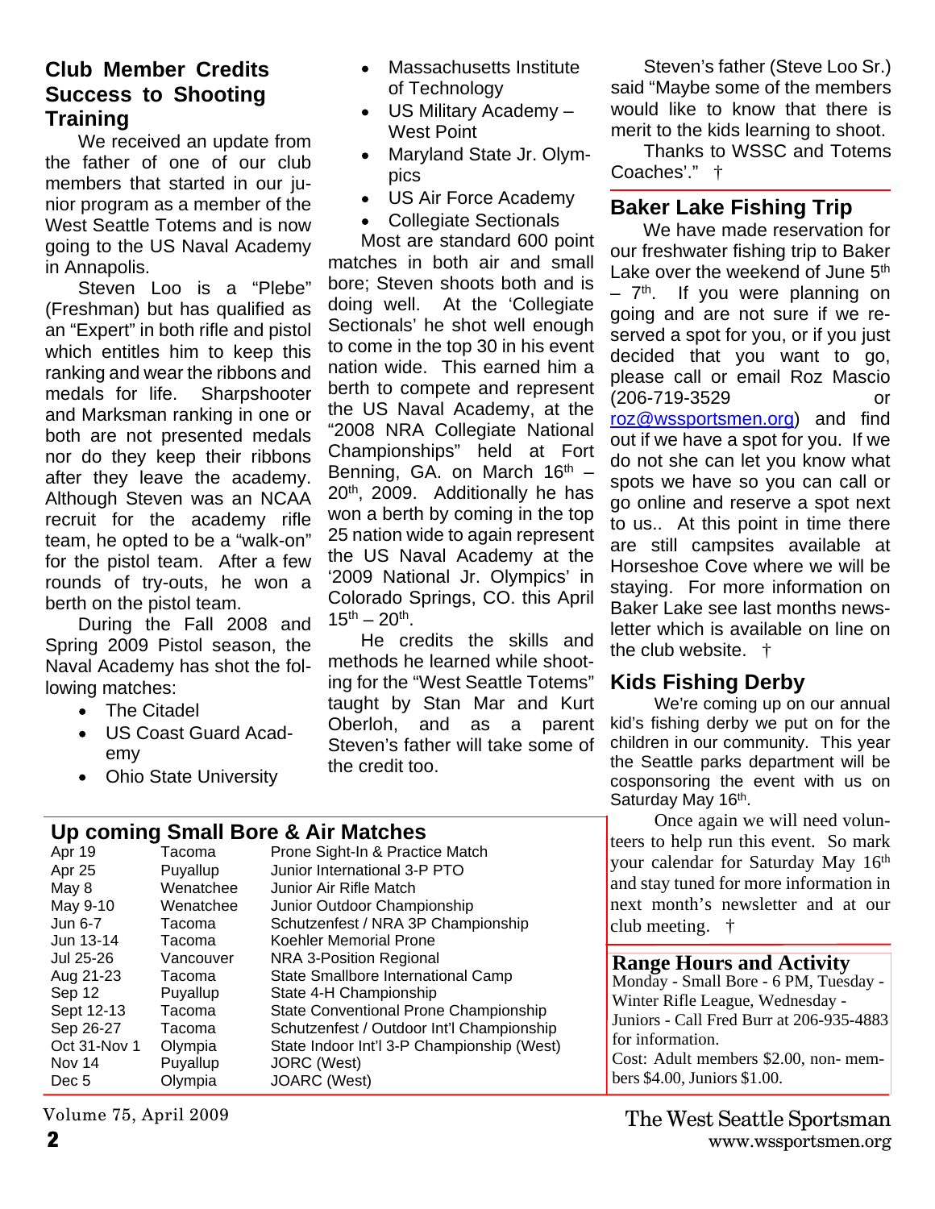## Club Member Credits Success to Shooting Training

We received an update from the father of one of our club members that started in our junior program as a member of the West Seattle Totems and is now going to the US Naval Academy in Annapolis.

Steven Loo is a "Plebe" (Freshman) but has qualified as an "Expert" in both rifle and pistol which entitles him to keep this ranking and wear the ribbons and medals for life. Sharpshooter and Marksman ranking in one or both are not presented medals nor do they keep their ribbons after they leave the academy. Although Steven was an NCAA recruit for the academy rifle team, he opted to be a "walk-on" for the pistol team. After a few rounds of try-outs, he won a berth on the pistol team.

During the Fall 2008 and Spring 2009 Pistol season, the Naval Academy has shot the following matches:

- The Citadel
- US Coast Guard Academy
- Ohio State University
- Massachusetts Institute of Technology
- US Military Academy – West Point
- Maryland State Jr. Olympics
- US Air Force Academy
- Collegiate Sectionals

Most are standard 600 point matches in both air and small bore; Steven shoots both and is doing well. At the 'Collegiate Sectionals' he shot well enough to come in the top 30 in his event nation wide. This earned him a berth to compete and represent the US Naval Academy, at the "2008 NRA Collegiate National Championships" held at Fort Benning, GA. on March 16th – 20th, 2009. Additionally he has won a berth by coming in the top 25 nation wide to again represent the US Naval Academy at the '2009 National Jr. Olympics' in Colorado Springs, CO. this April 15th – 20th.

He credits the skills and methods he learned while shooting for the "West Seattle Totems" taught by Stan Mar and Kurt Oberloh, and as a parent Steven's father will take some of the credit too.

Steven's father (Steve Loo Sr.) said "Maybe some of the members would like to know that there is merit to the kids learning to shoot.

Thanks to WSSC and Totems Coaches'." †

## Baker Lake Fishing Trip

We have made reservation for our freshwater fishing trip to Baker Lake over the weekend of June 5th – 7th. If you were planning on going and are not sure if we reserved a spot for you, or if you just decided that you want to go, please call or email Roz Mascio (206-719-3529 or roz@wssportsmen.org) and find out if we have a spot for you. If we do not she can let you know what spots we have so you can call or go online and reserve a spot next to us.. At this point in time there are still campsites available at Horseshoe Cove where we will be staying. For more information on Baker Lake see last months newsletter which is available on line on the club website. †

## Kids Fishing Derby

We're coming up on our annual kid's fishing derby we put on for the children in our community. This year the Seattle parks department will be cosponsoring the event with us on Saturday May 16th.

Once again we will need volunteers to help run this event. So mark your calendar for Saturday May 16th and stay tuned for more information in next month's newsletter and at our club meeting. †

## Up coming Small Bore & Air Matches

| | | |
|---|---|---|
| Apr 19 | Tacoma | Prone Sight-In & Practice Match |
| Apr 25 | Puyallup | Junior International 3-P PTO |
| May 8 | Wenatchee | Junior Air Rifle Match |
| May 9-10 | Wenatchee | Junior Outdoor Championship |
| Jun 6-7 | Tacoma | Schutzenfest / NRA 3P Championship |
| Jun 13-14 | Tacoma | Koehler Memorial Prone |
| Jul 25-26 | Vancouver | NRA 3-Position Regional |
| Aug 21-23 | Tacoma | State Smallbore International Camp |
| Sep 12 | Puyallup | State 4-H Championship |
| Sept 12-13 | Tacoma | State Conventional Prone Championship |
| Sep 26-27 | Tacoma | Schutzenfest / Outdoor Int'l Championship |
| Oct 31-Nov 1 | Olympia | State Indoor Int'l 3-P Championship (West) |
| Nov 14 | Puyallup | JORC (West) |
| Dec 5 | Olympia | JOARC (West) |

## Range Hours and Activity

Monday - Small Bore - 6 PM, Tuesday - Winter Rifle League, Wednesday - Juniors - Call Fred Burr at 206-935-4883 for information.

Cost: Adult members $2.00, non- members $4.00, Juniors $1.00.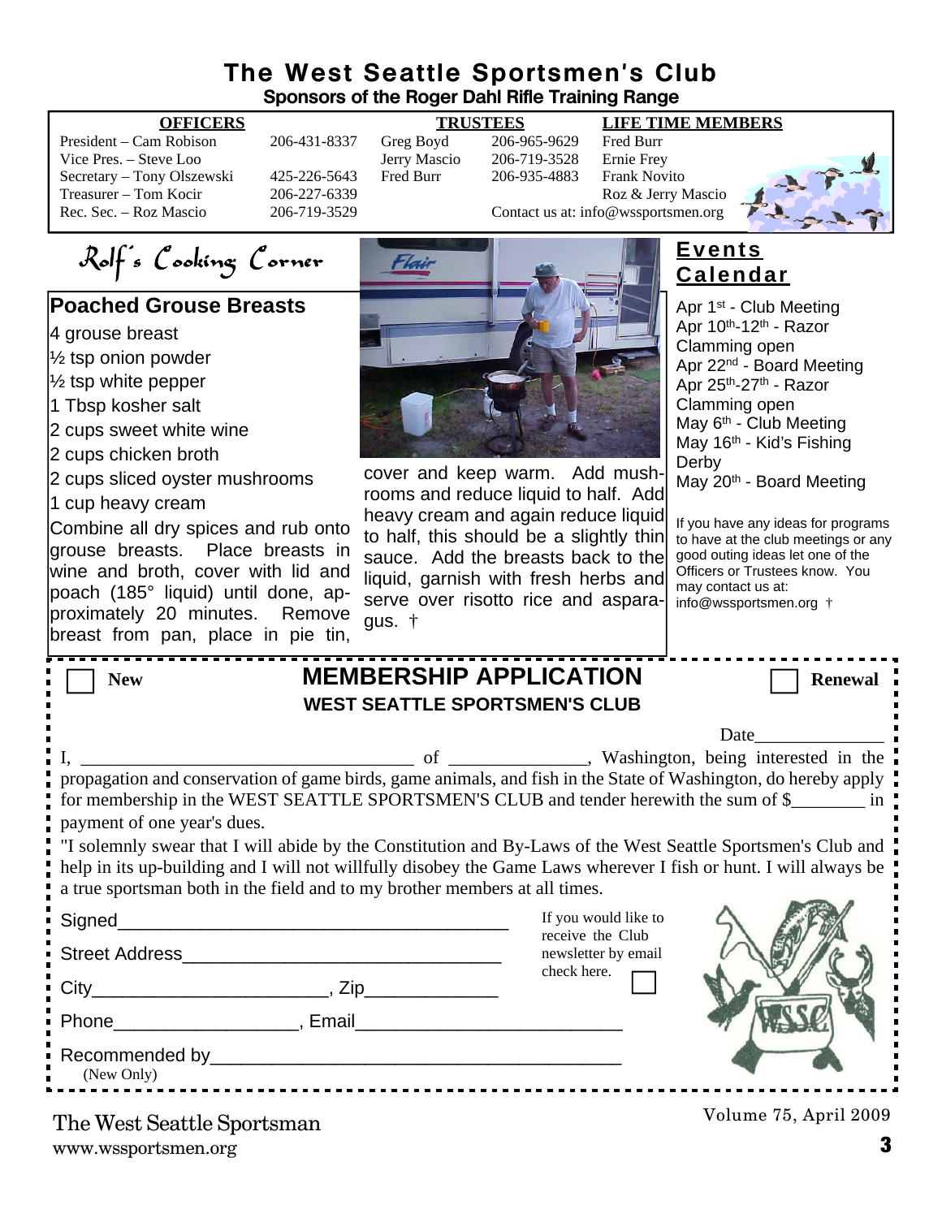# The West Seattle Sportsmen's Club

**Sponsors of the Roger Dahl Rifle Training Range**

| OFFICERS | | TRUSTEES | | LIFE TIME MEMBERS |
|---|---|---|---|---|
| President – Cam Robison | 206-431-8337 | Greg Boyd | 206-965-9629 | Fred Burr |
| Vice Pres. – Steve Loo | | Jerry Mascio | 206-719-3528 | Ernie Frey |
| Secretary – Tony Olszewski | 425-226-5643 | Fred Burr | 206-935-4883 | Frank Novito |
| Treasurer – Tom Kocir | 206-227-6339 | | | Roz & Jerry Mascio |
| Rec. Sec. – Roz Mascio | 206-719-3529 | | | |

Contact us at: info@wssportsmen.org

## Rolf's Cooking Corner

### Poached Grouse Breasts

- 4 grouse breast
- ½ tsp onion powder
- ½ tsp white pepper
- 1 Tbsp kosher salt
- 2 cups sweet white wine
- 2 cups chicken broth
- 2 cups sliced oyster mushrooms
- 1 cup heavy cream

Combine all dry spices and rub onto grouse breasts. Place breasts in wine and broth, cover with lid and poach (185° liquid) until done, approximately 20 minutes. Remove breast from pan, place in pie tin, cover and keep warm. Add mushrooms and reduce liquid to half. Add heavy cream and again reduce liquid to half, this should be a slightly thin sauce. Add the breasts back to the liquid, garnish with fresh herbs and serve over risotto rice and asparagus. †

## Events Calendar

- Apr 1st - Club Meeting
- Apr 10th-12th - Razor Clamming open
- Apr 22nd - Board Meeting
- Apr 25th-27th - Razor Clamming open
- May 6th - Club Meeting
- May 16th - Kid's Fishing Derby
- May 20th - Board Meeting

If you have any ideas for programs to have at the club meetings or any good outing ideas let one of the Officers or Trustees know. You may contact us at: info@wssportsmen.org †

## MEMBERSHIP APPLICATION

**WEST SEATTLE SPORTSMEN'S CLUB**

☐ New ☐ Renewal

Date______________

I, ____________________________________ of _______________, Washington, being interested in the propagation and conservation of game birds, game animals, and fish in the State of Washington, do hereby apply for membership in the WEST SEATTLE SPORTSMEN'S CLUB and tender herewith the sum of $________ in payment of one year's dues.

"I solemnly swear that I will abide by the Constitution and By-Laws of the West Seattle Sportsmen's Club and help in its up-building and I will not willfully disobey the Game Laws wherever I fish or hunt. I will always be a true sportsman both in the field and to my brother members at all times.

Signed_______________________________________

Street Address________________________________

City_______________________, Zip_____________

Phone__________________, Email__________________________

Recommended by________________________________________
(New Only)

If you would like to receive the Club newsletter by email check here. ☐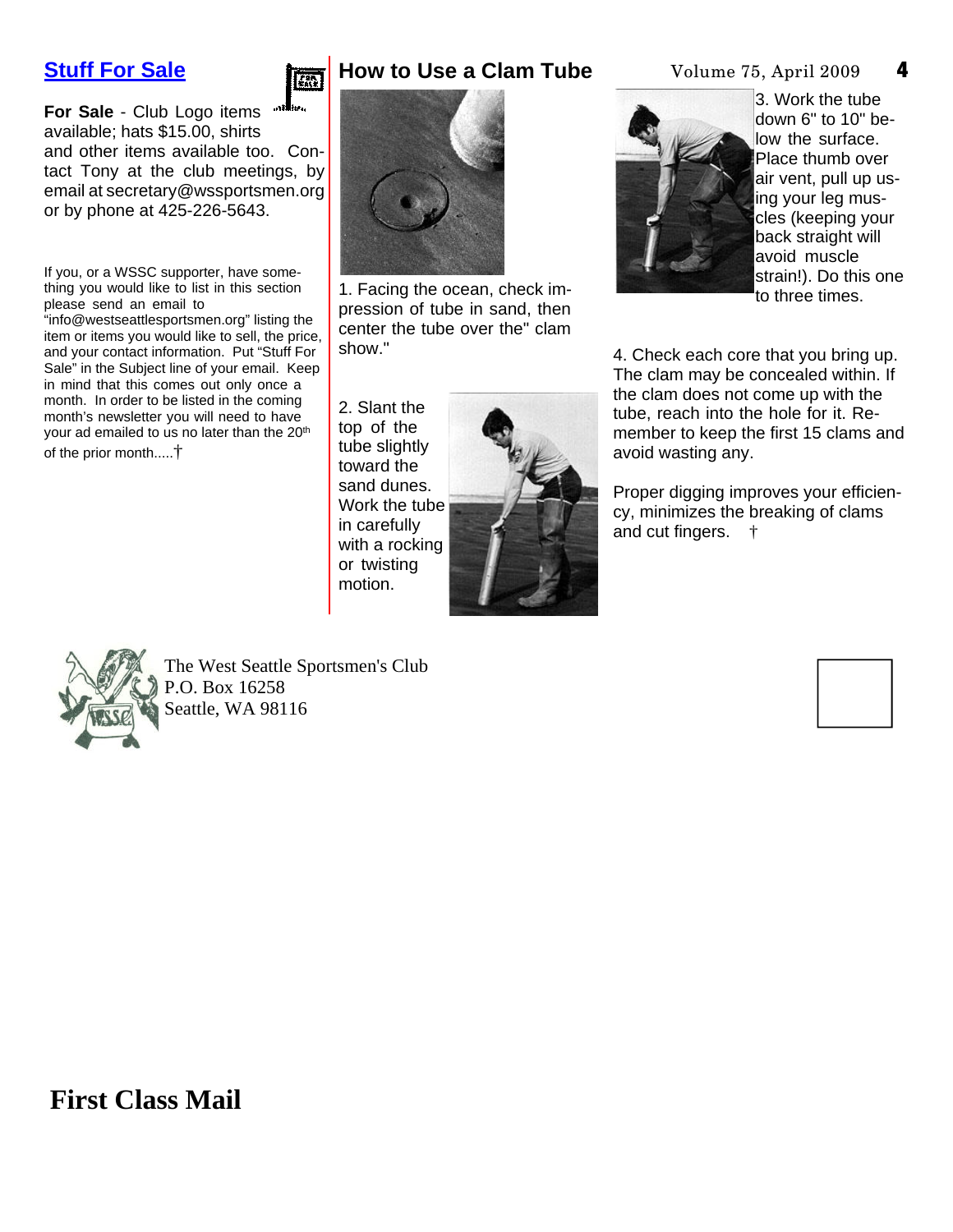## Stuff For Sale

**For Sale** - Club Logo items available; hats $15.00, shirts and other items available too. Contact Tony at the club meetings, by email at secretary@wssportsmen.org or by phone at 425-226-5643.

If you, or a WSSC supporter, have something you would like to list in this section please send an email to "info@westseattlesportsmen.org" listing the item or items you would like to sell, the price, and your contact information. Put "Stuff For Sale" in the Subject line of your email. Keep in mind that this comes out only once a month. In order to be listed in the coming month's newsletter you will need to have your ad emailed to us no later than the 20th of the prior month.....†

## How to Use a Clam Tube

1. Facing the ocean, check impression of tube in sand, then center the tube over the" clam show."

2. Slant the top of the tube slightly toward the sand dunes. Work the tube in carefully with a rocking or twisting motion.

3. Work the tube down 6" to 10" below the surface. Place thumb over air vent, pull up using your leg muscles (keeping your back straight will avoid muscle strain!). Do this one to three times.

4. Check each core that you bring up. The clam may be concealed within. If the clam does not come up with the tube, reach into the hole for it. Remember to keep the first 15 clams and avoid wasting any.

Proper digging improves your efficiency, minimizes the breaking of clams and cut fingers. †

The West Seattle Sportsmen's Club
P.O. Box 16258
Seattle, WA 98116

**First Class Mail**